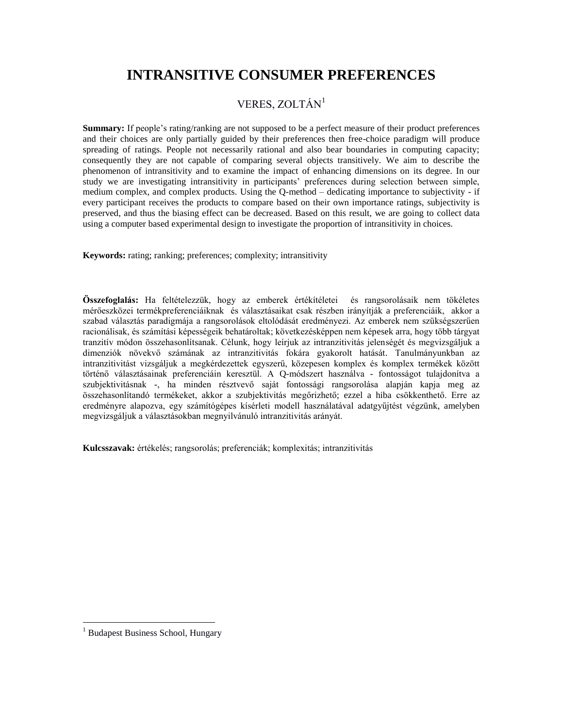# INTRANSITIVE CONSUMER PREFERENCES

VERES, ZOLTÁN[1]

**Summary:** If people's rating/ranking are not supposed to be a perfect measure of their product preferences and their choices are only partially guided by their preferences then free-choice paradigm will produce spreading of ratings. People not necessarily rational and also bear boundaries in computing capacity; consequently they are not capable of comparing several objects transitively. We aim to describe the phenomenon of intransitivity and to examine the impact of enhancing dimensions on its degree. In our study we are investigating intransitivity in participants' preferences during selection between simple, medium complex, and complex products. Using the Q-method – dedicating importance to subjectivity - if every participant receives the products to compare based on their own importance ratings, subjectivity is preserved, and thus the biasing effect can be decreased. Based on this result, we are going to collect data using a computer based experimental design to investigate the proportion of intransitivity in choices.

**Keywords:** rating; ranking; preferences; complexity; intransitivity

**Összefoglalás:** Ha feltételezzük, hogy az emberek értékítéletei és rangsorolásaik nem tökéletes mérőeszközei termékpreferenciáiknak és választásaikat csak részben irányítják a preferenciáik, akkor a szabad választás paradigmája a rangsorolások eltolódását eredményezi. Az emberek nem szükségszerűen racionálisak, és számítási képességeik behatároltak; következésképpen nem képesek arra, hogy több tárgyat tranzitív módon összehasonlítsanak. Célunk, hogy leírjuk az intranzitivitás jelenségét és megvizsgáljuk a dimenziók növekvő számának az intranzitivitás fokára gyakorolt hatását. Tanulmányunkban az intranzitivitást vizsgáljuk a megkérdezettek egyszerű, közepesen komplex és komplex termékek között történő választásainak preferenciáin keresztül. A Q-módszert használva - fontosságot tulajdonítva a szubjektivitásnak -, ha minden résztvevő saját fontossági rangsorolása alapján kapja meg az összehasonlítandó termékeket, akkor a szubjektivitás megőrizhető; ezzel a hiba csökkenthető. Erre az eredményre alapozva, egy számítógépes kísérleti modell használatával adatgyűjtést végzünk, amelyben megvizsgáljuk a választásokban megnyilvánuló intranzitivitás arányát.

**Kulcsszavak:** értékelés; rangsorolás; preferenciák; komplexitás; intranzitivitás

[1] Budapest Business School, Hungary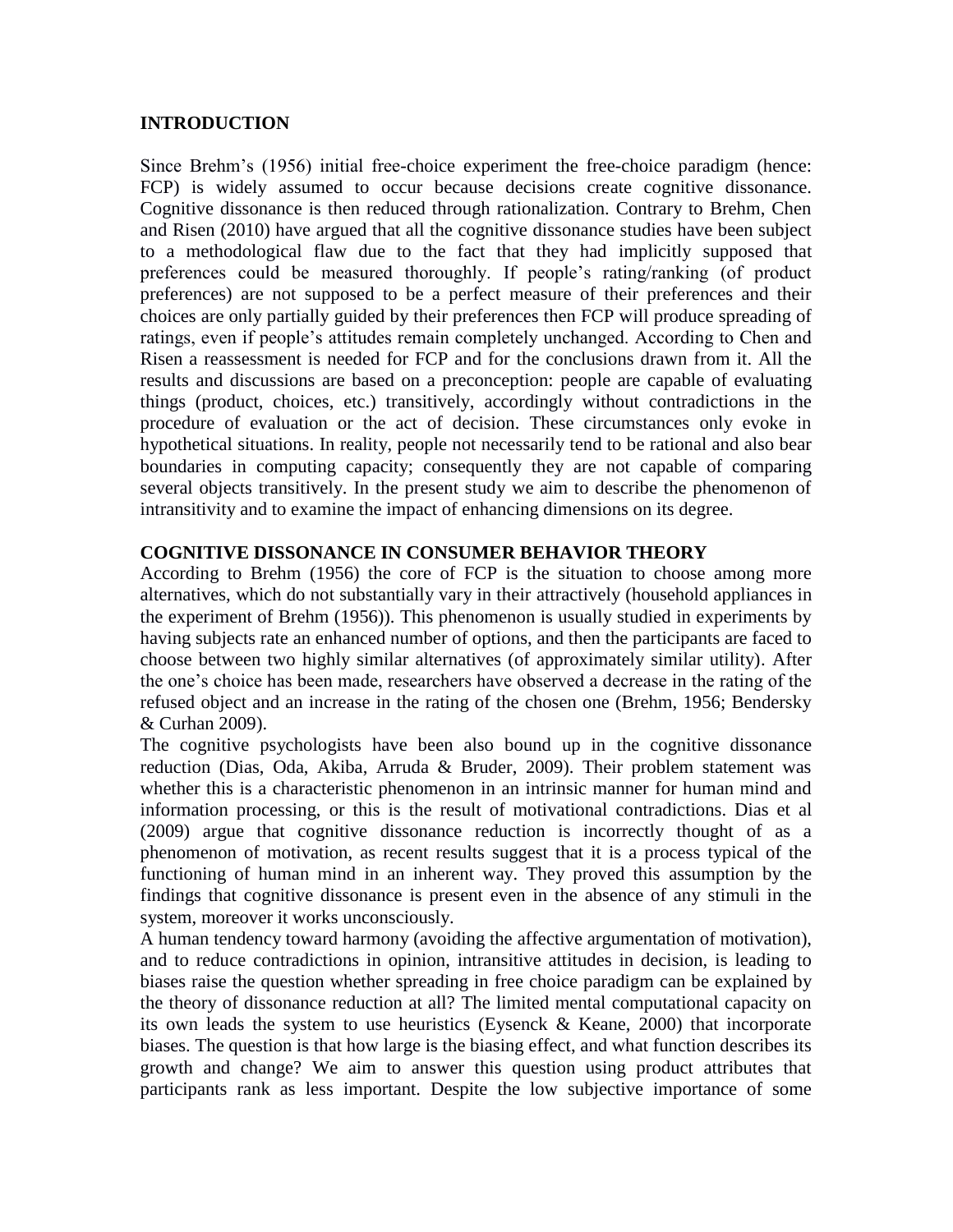## INTRODUCTION

Since Brehm's (1956) initial free-choice experiment the free-choice paradigm (hence: FCP) is widely assumed to occur because decisions create cognitive dissonance. Cognitive dissonance is then reduced through rationalization. Contrary to Brehm, Chen and Risen (2010) have argued that all the cognitive dissonance studies have been subject to a methodological flaw due to the fact that they had implicitly supposed that preferences could be measured thoroughly. If people's rating/ranking (of product preferences) are not supposed to be a perfect measure of their preferences and their choices are only partially guided by their preferences then FCP will produce spreading of ratings, even if people's attitudes remain completely unchanged. According to Chen and Risen a reassessment is needed for FCP and for the conclusions drawn from it. All the results and discussions are based on a preconception: people are capable of evaluating things (product, choices, etc.) transitively, accordingly without contradictions in the procedure of evaluation or the act of decision. These circumstances only evoke in hypothetical situations. In reality, people not necessarily tend to be rational and also bear boundaries in computing capacity; consequently they are not capable of comparing several objects transitively. In the present study we aim to describe the phenomenon of intransitivity and to examine the impact of enhancing dimensions on its degree.

## COGNITIVE DISSONANCE IN CONSUMER BEHAVIOR THEORY

According to Brehm (1956) the core of FCP is the situation to choose among more alternatives, which do not substantially vary in their attractively (household appliances in the experiment of Brehm (1956)). This phenomenon is usually studied in experiments by having subjects rate an enhanced number of options, and then the participants are faced to choose between two highly similar alternatives (of approximately similar utility). After the one's choice has been made, researchers have observed a decrease in the rating of the refused object and an increase in the rating of the chosen one (Brehm, 1956; Bendersky & Curhan 2009).

The cognitive psychologists have been also bound up in the cognitive dissonance reduction (Dias, Oda, Akiba, Arruda & Bruder, 2009). Their problem statement was whether this is a characteristic phenomenon in an intrinsic manner for human mind and information processing, or this is the result of motivational contradictions. Dias et al (2009) argue that cognitive dissonance reduction is incorrectly thought of as a phenomenon of motivation, as recent results suggest that it is a process typical of the functioning of human mind in an inherent way. They proved this assumption by the findings that cognitive dissonance is present even in the absence of any stimuli in the system, moreover it works unconsciously.

A human tendency toward harmony (avoiding the affective argumentation of motivation), and to reduce contradictions in opinion, intransitive attitudes in decision, is leading to biases raise the question whether spreading in free choice paradigm can be explained by the theory of dissonance reduction at all? The limited mental computational capacity on its own leads the system to use heuristics (Eysenck & Keane, 2000) that incorporate biases. The question is that how large is the biasing effect, and what function describes its growth and change? We aim to answer this question using product attributes that participants rank as less important. Despite the low subjective importance of some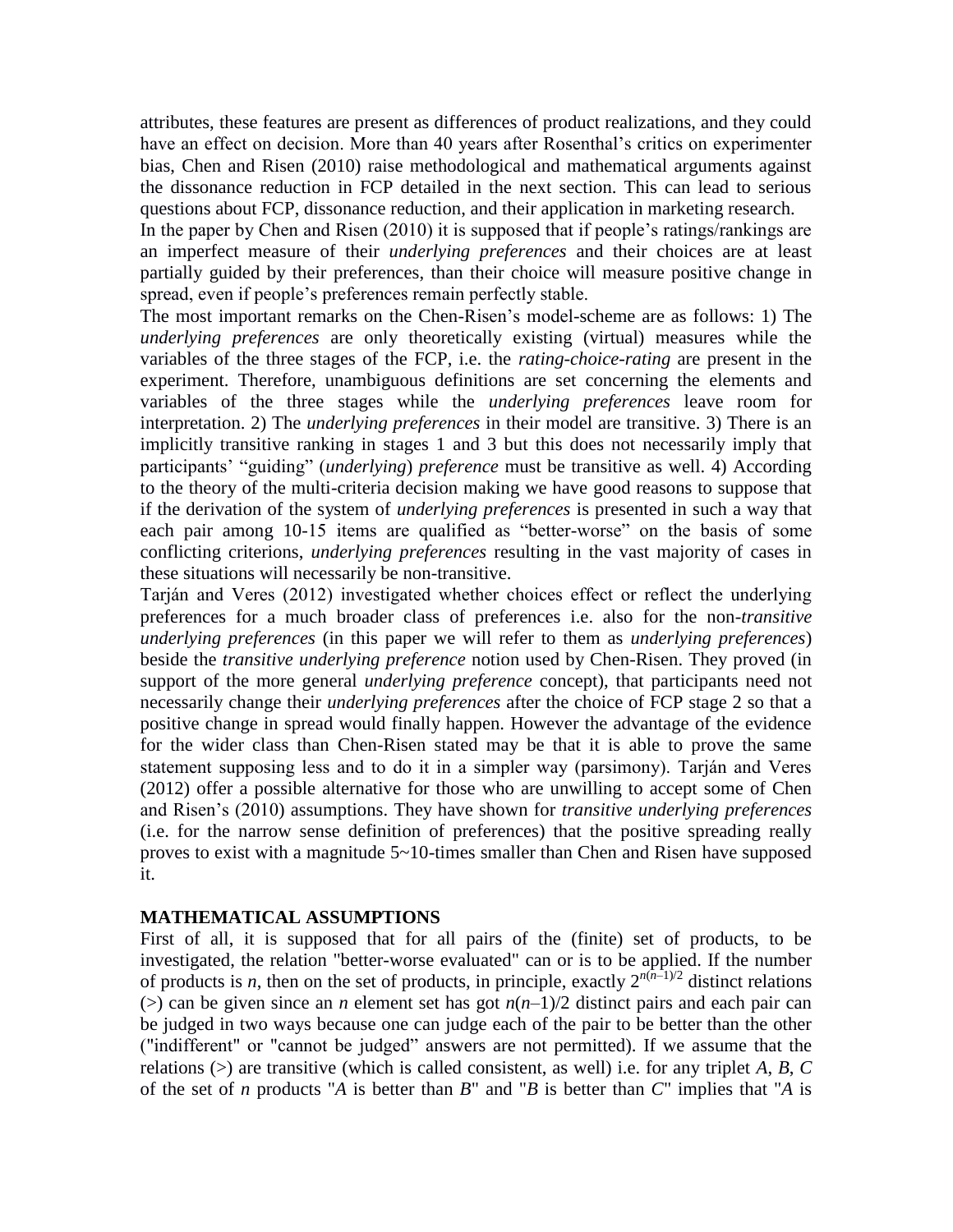attributes, these features are present as differences of product realizations, and they could have an effect on decision. More than 40 years after Rosenthal's critics on experimenter bias, Chen and Risen (2010) raise methodological and mathematical arguments against the dissonance reduction in FCP detailed in the next section. This can lead to serious questions about FCP, dissonance reduction, and their application in marketing research.

In the paper by Chen and Risen (2010) it is supposed that if people's ratings/rankings are an imperfect measure of their *underlying preferences* and their choices are at least partially guided by their preferences, than their choice will measure positive change in spread, even if people's preferences remain perfectly stable.

The most important remarks on the Chen-Risen's model-scheme are as follows: 1) The *underlying preferences* are only theoretically existing (virtual) measures while the variables of the three stages of the FCP, i.e. the *rating-choice-rating* are present in the experiment. Therefore, unambiguous definitions are set concerning the elements and variables of the three stages while the *underlying preferences* leave room for interpretation. 2) The *underlying preferences* in their model are transitive. 3) There is an implicitly transitive ranking in stages 1 and 3 but this does not necessarily imply that participants' "guiding" (*underlying*) *preference* must be transitive as well. 4) According to the theory of the multi-criteria decision making we have good reasons to suppose that if the derivation of the system of *underlying preferences* is presented in such a way that each pair among 10-15 items are qualified as "better-worse" on the basis of some conflicting criterions, *underlying preferences* resulting in the vast majority of cases in these situations will necessarily be non-transitive.

Tarján and Veres (2012) investigated whether choices effect or reflect the underlying preferences for a much broader class of preferences i.e. also for the non-*transitive underlying preferences* (in this paper we will refer to them as *underlying preferences*) beside the *transitive underlying preference* notion used by Chen-Risen. They proved (in support of the more general *underlying preference* concept), that participants need not necessarily change their *underlying preferences* after the choice of FCP stage 2 so that a positive change in spread would finally happen. However the advantage of the evidence for the wider class than Chen-Risen stated may be that it is able to prove the same statement supposing less and to do it in a simpler way (parsimony). Tarján and Veres (2012) offer a possible alternative for those who are unwilling to accept some of Chen and Risen's (2010) assumptions. They have shown for *transitive underlying preferences* (i.e. for the narrow sense definition of preferences) that the positive spreading really proves to exist with a magnitude 5~10-times smaller than Chen and Risen have supposed it.

## MATHEMATICAL ASSUMPTIONS

First of all, it is supposed that for all pairs of the (finite) set of products, to be investigated, the relation "better-worse evaluated" can or is to be applied. If the number of products is $n$, then on the set of products, in principle, exactly $2^{n(n-1)/2}$ distinct relations ($>$) can be given since an $n$ element set has got $n(n-1)/2$ distinct pairs and each pair can be judged in two ways because one can judge each of the pair to be better than the other ("indifferent" or "cannot be judged" answers are not permitted). If we assume that the relations ($>$) are transitive (which is called consistent, as well) i.e. for any triplet $A$, $B$, $C$ of the set of $n$ products "$A$ is better than $B$" and "$B$ is better than $C$" implies that "$A$ is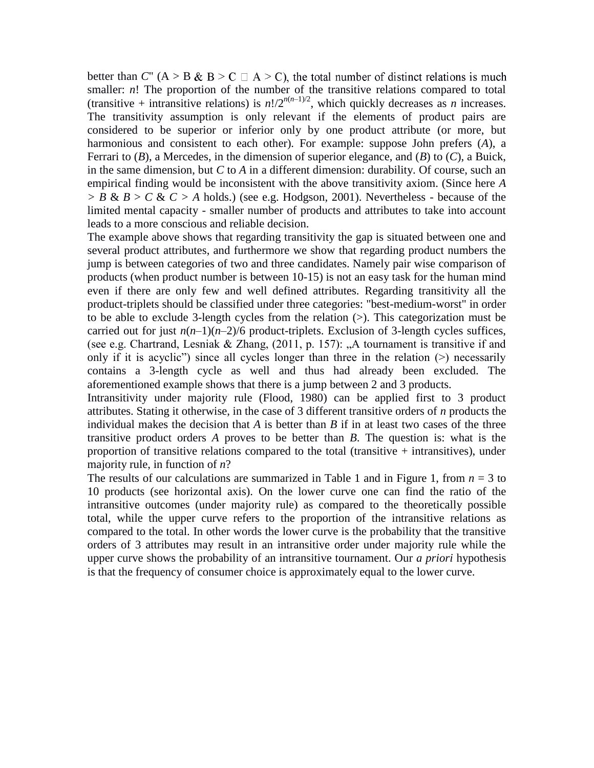better than $C$" ($A > B$ & $B > C$ □ $A > C$), the total number of distinct relations is much smaller: $n!$ The proportion of the number of the transitive relations compared to total (transitive + intransitive relations) is $n!/2^{n(n-1)/2}$, which quickly decreases as $n$ increases. The transitivity assumption is only relevant if the elements of product pairs are considered to be superior or inferior only by one product attribute (or more, but harmonious and consistent to each other). For example: suppose John prefers ($A$), a Ferrari to ($B$), a Mercedes, in the dimension of superior elegance, and ($B$) to ($C$), a Buick, in the same dimension, but $C$ to $A$ in a different dimension: durability. Of course, such an empirical finding would be inconsistent with the above transitivity axiom. (Since here $A > B$ & $B > C$ & $C > A$ holds.) (see e.g. Hodgson, 2001). Nevertheless - because of the limited mental capacity - smaller number of products and attributes to take into account leads to a more conscious and reliable decision.

The example above shows that regarding transitivity the gap is situated between one and several product attributes, and furthermore we show that regarding product numbers the jump is between categories of two and three candidates. Namely pair wise comparison of products (when product number is between 10-15) is not an easy task for the human mind even if there are only few and well defined attributes. Regarding transitivity all the product-triplets should be classified under three categories: "best-medium-worst" in order to be able to exclude 3-length cycles from the relation (>). This categorization must be carried out for just $n(n-1)(n-2)/6$ product-triplets. Exclusion of 3-length cycles suffices, (see e.g. Chartrand, Lesniak & Zhang, (2011, p. 157): „A tournament is transitive if and only if it is acyclic") since all cycles longer than three in the relation (>) necessarily contains a 3-length cycle as well and thus had already been excluded. The aforementioned example shows that there is a jump between 2 and 3 products.

Intransitivity under majority rule (Flood, 1980) can be applied first to 3 product attributes. Stating it otherwise, in the case of 3 different transitive orders of $n$ products the individual makes the decision that $A$ is better than $B$ if in at least two cases of the three transitive product orders $A$ proves to be better than $B$. The question is: what is the proportion of transitive relations compared to the total (transitive + intransitives), under majority rule, in function of $n$?

The results of our calculations are summarized in Table 1 and in Figure 1, from $n = 3$ to 10 products (see horizontal axis). On the lower curve one can find the ratio of the intransitive outcomes (under majority rule) as compared to the theoretically possible total, while the upper curve refers to the proportion of the intransitive relations as compared to the total. In other words the lower curve is the probability that the transitive orders of 3 attributes may result in an intransitive order under majority rule while the upper curve shows the probability of an intransitive tournament. Our *a priori* hypothesis is that the frequency of consumer choice is approximately equal to the lower curve.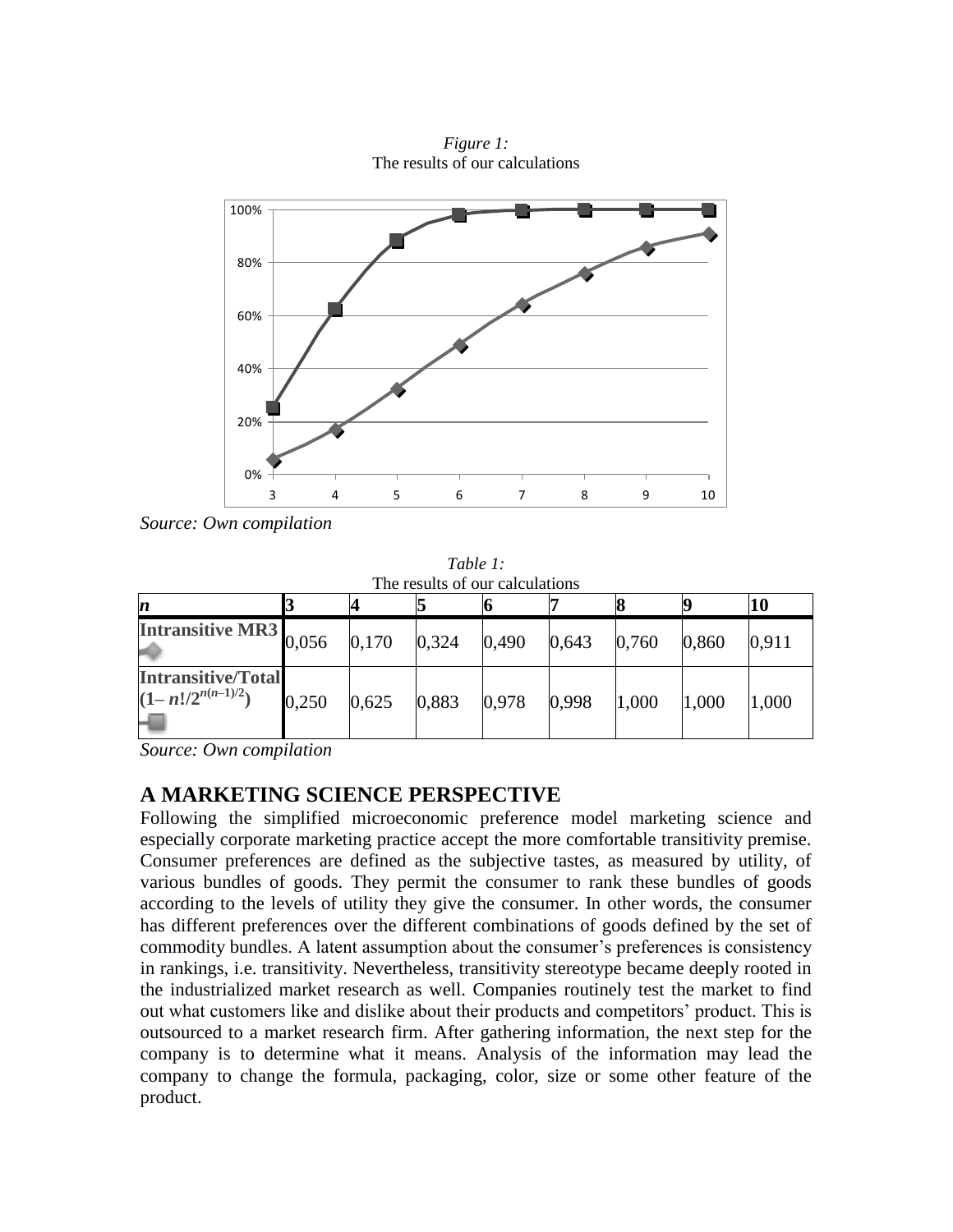*Figure 1:*
The results of our calculations

Source: Own compilation

*Table 1:*
The results of our calculations

| *n* | 3 | 4 | 5 | 6 | 7 | 8 | 9 | 10 |
|---|---|---|---|---|---|---|---|---|
| **Intransitive MR3** | 0,056 | 0,170 | 0,324 | 0,490 | 0,643 | 0,760 | 0,860 | 0,911 |
| **Intransitive/Total** ($1 - n!/2^{n(n-1)/2}$) | 0,250 | 0,625 | 0,883 | 0,978 | 0,998 | 1,000 | 1,000 | 1,000 |

*Source: Own compilation*

## A MARKETING SCIENCE PERSPECTIVE

Following the simplified microeconomic preference model marketing science and especially corporate marketing practice accept the more comfortable transitivity premise. Consumer preferences are defined as the subjective tastes, as measured by utility, of various bundles of goods. They permit the consumer to rank these bundles of goods according to the levels of utility they give the consumer. In other words, the consumer has different preferences over the different combinations of goods defined by the set of commodity bundles. A latent assumption about the consumer's preferences is consistency in rankings, i.e. transitivity. Nevertheless, transitivity stereotype became deeply rooted in the industrialized market research as well. Companies routinely test the market to find out what customers like and dislike about their products and competitors' product. This is outsourced to a market research firm. After gathering information, the next step for the company is to determine what it means. Analysis of the information may lead the company to change the formula, packaging, color, size or some other feature of the product.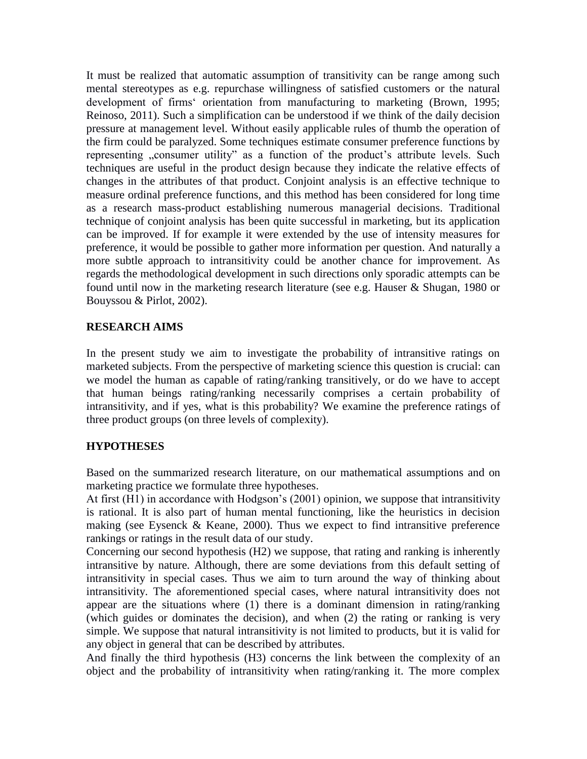It must be realized that automatic assumption of transitivity can be range among such mental stereotypes as e.g. repurchase willingness of satisfied customers or the natural development of firms' orientation from manufacturing to marketing (Brown, 1995; Reinoso, 2011). Such a simplification can be understood if we think of the daily decision pressure at management level. Without easily applicable rules of thumb the operation of the firm could be paralyzed. Some techniques estimate consumer preference functions by representing „consumer utility" as a function of the product's attribute levels. Such techniques are useful in the product design because they indicate the relative effects of changes in the attributes of that product. Conjoint analysis is an effective technique to measure ordinal preference functions, and this method has been considered for long time as a research mass-product establishing numerous managerial decisions. Traditional technique of conjoint analysis has been quite successful in marketing, but its application can be improved. If for example it were extended by the use of intensity measures for preference, it would be possible to gather more information per question. And naturally a more subtle approach to intransitivity could be another chance for improvement. As regards the methodological development in such directions only sporadic attempts can be found until now in the marketing research literature (see e.g. Hauser & Shugan, 1980 or Bouyssou & Pirlot, 2002).

## RESEARCH AIMS

In the present study we aim to investigate the probability of intransitive ratings on marketed subjects. From the perspective of marketing science this question is crucial: can we model the human as capable of rating/ranking transitively, or do we have to accept that human beings rating/ranking necessarily comprises a certain probability of intransitivity, and if yes, what is this probability? We examine the preference ratings of three product groups (on three levels of complexity).

## HYPOTHESES

Based on the summarized research literature, on our mathematical assumptions and on marketing practice we formulate three hypotheses.

At first (H1) in accordance with Hodgson's (2001) opinion, we suppose that intransitivity is rational. It is also part of human mental functioning, like the heuristics in decision making (see Eysenck & Keane, 2000). Thus we expect to find intransitive preference rankings or ratings in the result data of our study.

Concerning our second hypothesis (H2) we suppose, that rating and ranking is inherently intransitive by nature. Although, there are some deviations from this default setting of intransitivity in special cases. Thus we aim to turn around the way of thinking about intransitivity. The aforementioned special cases, where natural intransitivity does not appear are the situations where (1) there is a dominant dimension in rating/ranking (which guides or dominates the decision), and when (2) the rating or ranking is very simple. We suppose that natural intransitivity is not limited to products, but it is valid for any object in general that can be described by attributes.

And finally the third hypothesis (H3) concerns the link between the complexity of an object and the probability of intransitivity when rating/ranking it. The more complex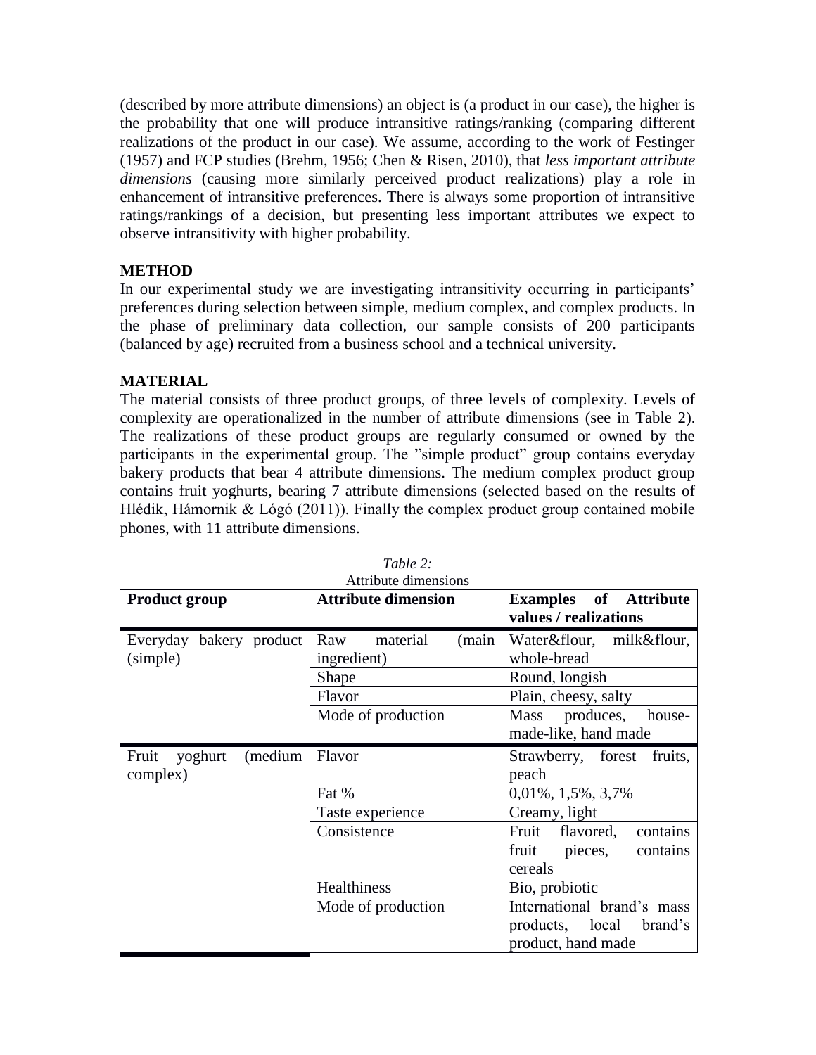(described by more attribute dimensions) an object is (a product in our case), the higher is the probability that one will produce intransitive ratings/ranking (comparing different realizations of the product in our case). We assume, according to the work of Festinger (1957) and FCP studies (Brehm, 1956; Chen & Risen, 2010), that *less important attribute dimensions* (causing more similarly perceived product realizations) play a role in enhancement of intransitive preferences. There is always some proportion of intransitive ratings/rankings of a decision, but presenting less important attributes we expect to observe intransitivity with higher probability.

## METHOD

In our experimental study we are investigating intransitivity occurring in participants' preferences during selection between simple, medium complex, and complex products. In the phase of preliminary data collection, our sample consists of 200 participants (balanced by age) recruited from a business school and a technical university.

## MATERIAL

The material consists of three product groups, of three levels of complexity. Levels of complexity are operationalized in the number of attribute dimensions (see in Table 2). The realizations of these product groups are regularly consumed or owned by the participants in the experimental group. The "simple product" group contains everyday bakery products that bear 4 attribute dimensions. The medium complex product group contains fruit yoghurts, bearing 7 attribute dimensions (selected based on the results of Hlédik, Hámornik & Lógó (2011)). Finally the complex product group contained mobile phones, with 11 attribute dimensions.

*Table 2:*
Attribute dimensions

| Product group | Attribute dimension | Examples of Attribute values / realizations |
|---|---|---|
| Everyday bakery product (simple) | Raw material (main ingredient) | Water&flour, milk&flour, whole-bread |
| | Shape | Round, longish |
| | Flavor | Plain, cheesy, salty |
| | Mode of production | Mass produces, house-made-like, hand made |
| Fruit yoghurt (medium complex) | Flavor | Strawberry, forest fruits, peach |
| | Fat % | 0,01%, 1,5%, 3,7% |
| | Taste experience | Creamy, light |
| | Consistence | Fruit flavored, contains fruit pieces, contains cereals |
| | Healthiness | Bio, probiotic |
| | Mode of production | International brand's mass products, local brand's product, hand made |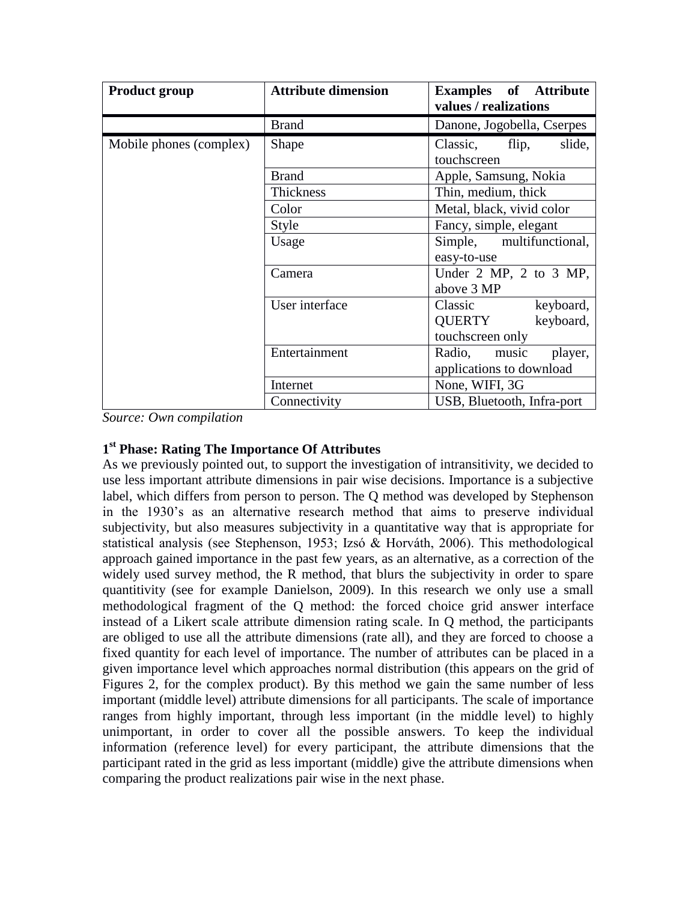| Product group | Attribute dimension | Examples of Attribute values / realizations |
|---|---|---|
| | Brand | Danone, Jogobella, Cserpes |
| Mobile phones (complex) | Shape | Classic, flip, slide, touchscreen |
| | Brand | Apple, Samsung, Nokia |
| | Thickness | Thin, medium, thick |
| | Color | Metal, black, vivid color |
| | Style | Fancy, simple, elegant |
| | Usage | Simple, multifunctional, easy-to-use |
| | Camera | Under 2 MP, 2 to 3 MP, above 3 MP |
| | User interface | Classic keyboard, QUERTY keyboard, touchscreen only |
| | Entertainment | Radio, music player, applications to download |
| | Internet | None, WIFI, 3G |
| | Connectivity | USB, Bluetooth, Infra-port |

*Source: Own compilation*

### 1st Phase: Rating The Importance Of Attributes

As we previously pointed out, to support the investigation of intransitivity, we decided to use less important attribute dimensions in pair wise decisions. Importance is a subjective label, which differs from person to person. The Q method was developed by Stephenson in the 1930's as an alternative research method that aims to preserve individual subjectivity, but also measures subjectivity in a quantitative way that is appropriate for statistical analysis (see Stephenson, 1953; Izsó & Horváth, 2006). This methodological approach gained importance in the past few years, as an alternative, as a correction of the widely used survey method, the R method, that blurs the subjectivity in order to spare quantitivity (see for example Danielson, 2009). In this research we only use a small methodological fragment of the Q method: the forced choice grid answer interface instead of a Likert scale attribute dimension rating scale. In Q method, the participants are obliged to use all the attribute dimensions (rate all), and they are forced to choose a fixed quantity for each level of importance. The number of attributes can be placed in a given importance level which approaches normal distribution (this appears on the grid of Figures 2, for the complex product). By this method we gain the same number of less important (middle level) attribute dimensions for all participants. The scale of importance ranges from highly important, through less important (in the middle level) to highly unimportant, in order to cover all the possible answers. To keep the individual information (reference level) for every participant, the attribute dimensions that the participant rated in the grid as less important (middle) give the attribute dimensions when comparing the product realizations pair wise in the next phase.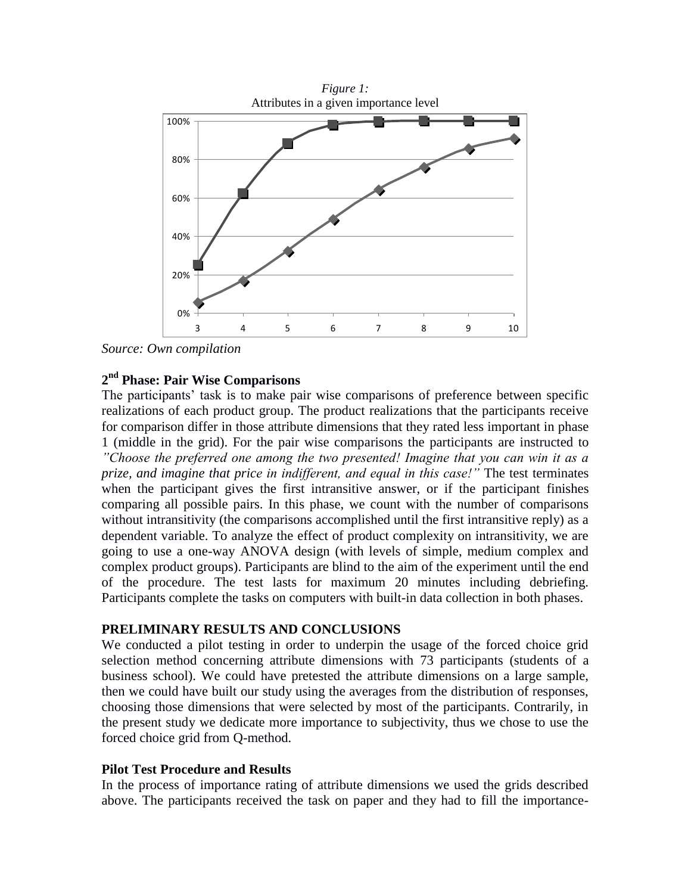*Figure 1:*
Attributes in a given importance level

*Source: Own compilation*

### 2nd Phase: Pair Wise Comparisons

The participants' task is to make pair wise comparisons of preference between specific realizations of each product group. The product realizations that the participants receive for comparison differ in those attribute dimensions that they rated less important in phase 1 (middle in the grid). For the pair wise comparisons the participants are instructed to *"Choose the preferred one among the two presented! Imagine that you can win it as a prize, and imagine that price in indifferent, and equal in this case!"* The test terminates when the participant gives the first intransitive answer, or if the participant finishes comparing all possible pairs. In this phase, we count with the number of comparisons without intransitivity (the comparisons accomplished until the first intransitive reply) as a dependent variable. To analyze the effect of product complexity on intransitivity, we are going to use a one-way ANOVA design (with levels of simple, medium complex and complex product groups). Participants are blind to the aim of the experiment until the end of the procedure. The test lasts for maximum 20 minutes including debriefing. Participants complete the tasks on computers with built-in data collection in both phases.

## PRELIMINARY RESULTS AND CONCLUSIONS

We conducted a pilot testing in order to underpin the usage of the forced choice grid selection method concerning attribute dimensions with 73 participants (students of a business school). We could have pretested the attribute dimensions on a large sample, then we could have built our study using the averages from the distribution of responses, choosing those dimensions that were selected by most of the participants. Contrarily, in the present study we dedicate more importance to subjectivity, thus we chose to use the forced choice grid from Q-method.

### Pilot Test Procedure and Results

In the process of importance rating of attribute dimensions we used the grids described above. The participants received the task on paper and they had to fill the importance-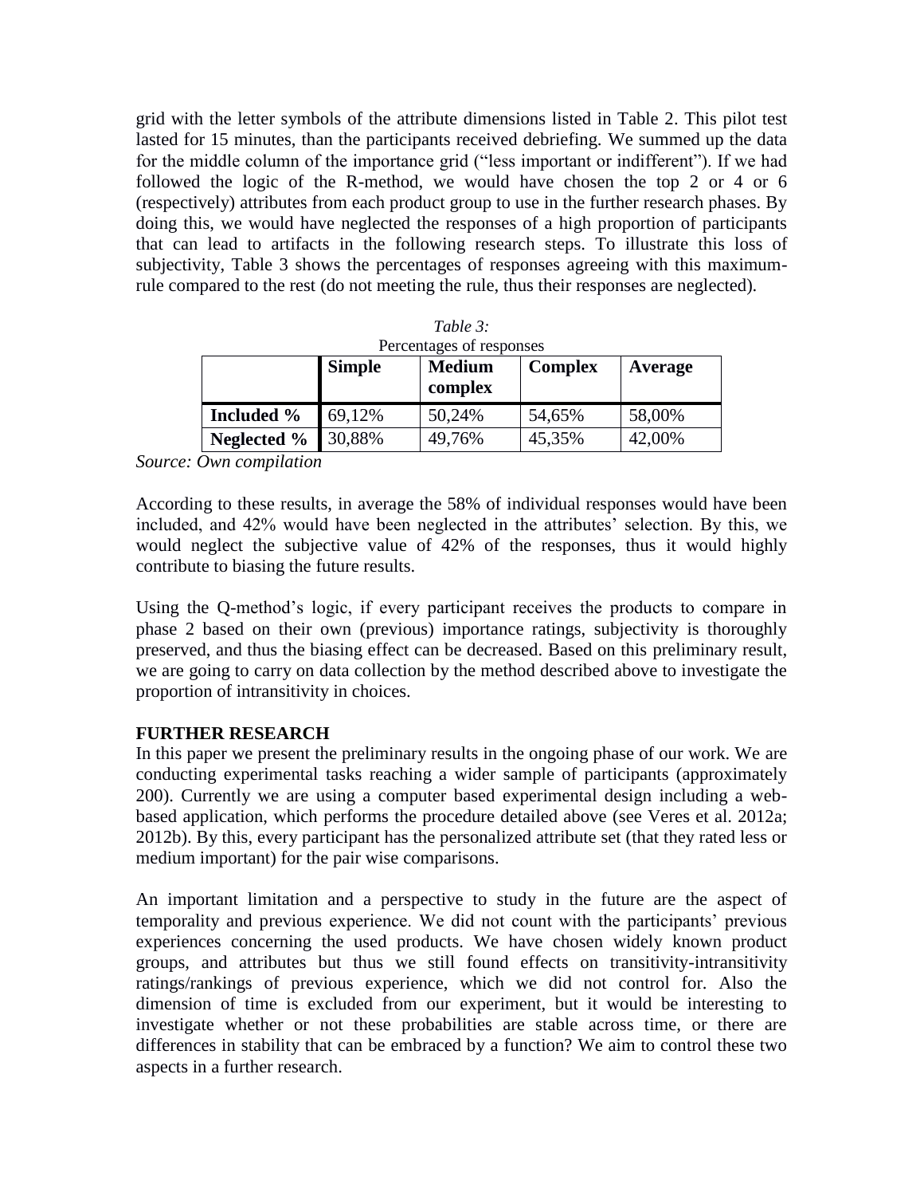grid with the letter symbols of the attribute dimensions listed in Table 2. This pilot test lasted for 15 minutes, than the participants received debriefing. We summed up the data for the middle column of the importance grid ("less important or indifferent"). If we had followed the logic of the R-method, we would have chosen the top 2 or 4 or 6 (respectively) attributes from each product group to use in the further research phases. By doing this, we would have neglected the responses of a high proportion of participants that can lead to artifacts in the following research steps. To illustrate this loss of subjectivity, Table 3 shows the percentages of responses agreeing with this maximum-rule compared to the rest (do not meeting the rule, thus their responses are neglected).

*Table 3:*
Percentages of responses

| | Simple | Medium complex | Complex | Average |
|---|---|---|---|---|
| **Included %** | 69,12% | 50,24% | 54,65% | 58,00% |
| **Neglected %** | 30,88% | 49,76% | 45,35% | 42,00% |

*Source: Own compilation*

According to these results, in average the 58% of individual responses would have been included, and 42% would have been neglected in the attributes' selection. By this, we would neglect the subjective value of 42% of the responses, thus it would highly contribute to biasing the future results.

Using the Q-method's logic, if every participant receives the products to compare in phase 2 based on their own (previous) importance ratings, subjectivity is thoroughly preserved, and thus the biasing effect can be decreased. Based on this preliminary result, we are going to carry on data collection by the method described above to investigate the proportion of intransitivity in choices.

## FURTHER RESEARCH

In this paper we present the preliminary results in the ongoing phase of our work. We are conducting experimental tasks reaching a wider sample of participants (approximately 200). Currently we are using a computer based experimental design including a web-based application, which performs the procedure detailed above (see Veres et al. 2012a; 2012b). By this, every participant has the personalized attribute set (that they rated less or medium important) for the pair wise comparisons.

An important limitation and a perspective to study in the future are the aspect of temporality and previous experience. We did not count with the participants' previous experiences concerning the used products. We have chosen widely known product groups, and attributes but thus we still found effects on transitivity-intransitivity ratings/rankings of previous experience, which we did not control for. Also the dimension of time is excluded from our experiment, but it would be interesting to investigate whether or not these probabilities are stable across time, or there are differences in stability that can be embraced by a function? We aim to control these two aspects in a further research.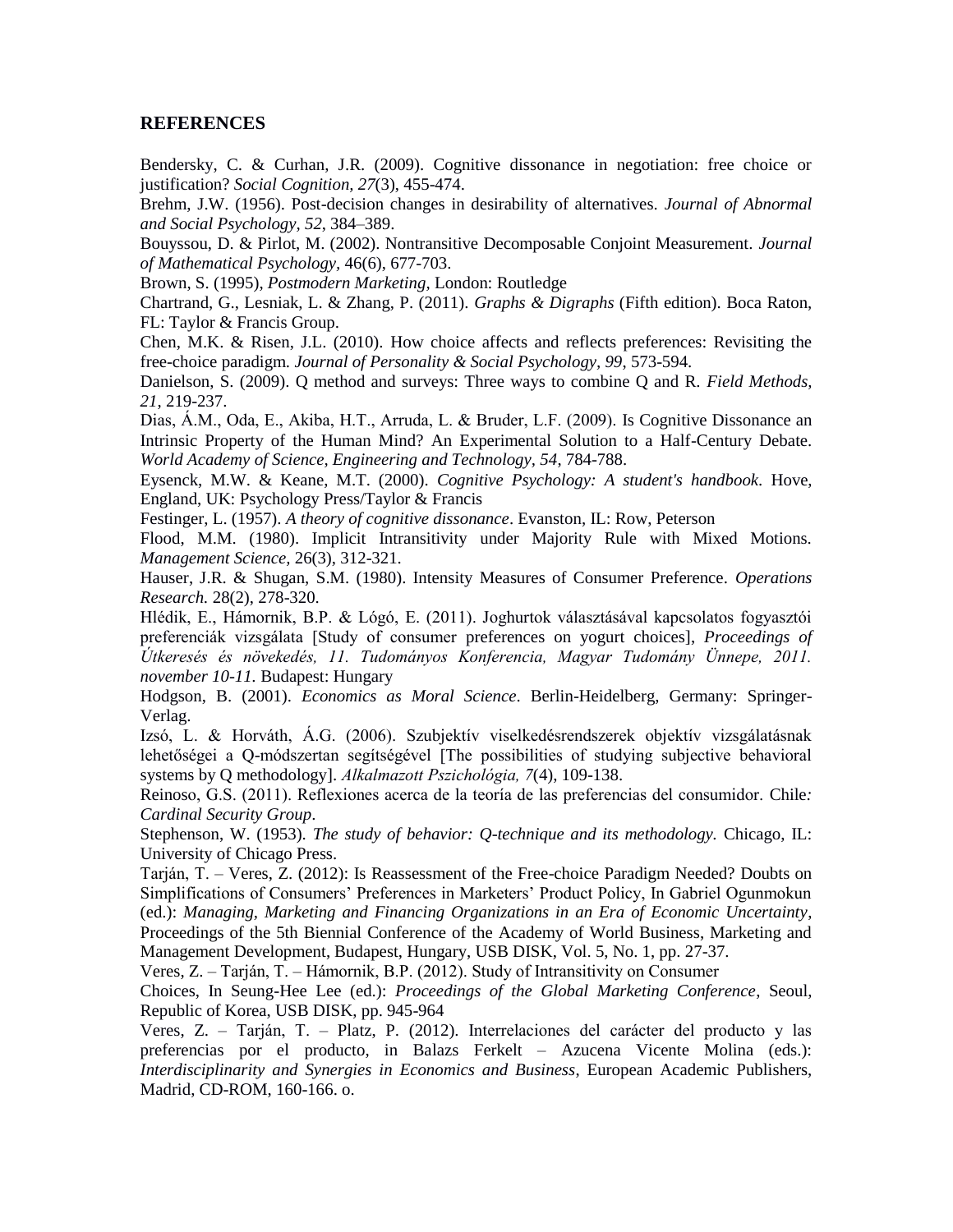## REFERENCES

Bendersky, C. & Curhan, J.R. (2009). Cognitive dissonance in negotiation: free choice or justification? *Social Cognition, 27*(3), 455-474.

Brehm, J.W. (1956). Post-decision changes in desirability of alternatives. *Journal of Abnormal and Social Psychology, 52*, 384–389.

Bouyssou, D. & Pirlot, M. (2002). Nontransitive Decomposable Conjoint Measurement. *Journal of Mathematical Psychology,* 46(6), 677-703.

Brown, S. (1995), *Postmodern Marketing*, London: Routledge

Chartrand, G., Lesniak, L. & Zhang, P. (2011). *Graphs & Digraphs* (Fifth edition). Boca Raton, FL: Taylor & Francis Group.

Chen, M.K. & Risen, J.L. (2010). How choice affects and reflects preferences: Revisiting the free-choice paradigm. *Journal of Personality & Social Psychology, 99*, 573-594.

Danielson, S. (2009). Q method and surveys: Three ways to combine Q and R. *Field Methods, 21*, 219-237.

Dias, Á.M., Oda, E., Akiba, H.T., Arruda, L. & Bruder, L.F. (2009). Is Cognitive Dissonance an Intrinsic Property of the Human Mind? An Experimental Solution to a Half-Century Debate. *World Academy of Science, Engineering and Technology, 54*, 784-788.

Eysenck, M.W. & Keane, M.T. (2000). *Cognitive Psychology: A student's handbook*. Hove, England, UK: Psychology Press/Taylor & Francis

Festinger, L. (1957). *A theory of cognitive dissonance*. Evanston, IL: Row, Peterson

Flood, M.M. (1980). Implicit Intransitivity under Majority Rule with Mixed Motions. *Management Science,* 26(3), 312-321.

Hauser, J.R. & Shugan, S.M. (1980). Intensity Measures of Consumer Preference. *Operations Research.* 28(2), 278-320.

Hlédik, E., Hámornik, B.P. & Lógó, E. (2011). Joghurtok választásával kapcsolatos fogyasztói preferenciák vizsgálata [Study of consumer preferences on yogurt choices], *Proceedings of Útkeresés és növekedés, 11. Tudományos Konferencia, Magyar Tudomány Ünnepe, 2011. november 10-11.* Budapest: Hungary

Hodgson, B. (2001). *Economics as Moral Science*. Berlin-Heidelberg, Germany: Springer-Verlag.

Izsó, L. & Horváth, Á.G. (2006). Szubjektív viselkedésrendszerek objektív vizsgálatásnak lehetőségei a Q-módszertan segítségével [The possibilities of studying subjective behavioral systems by Q methodology]. *Alkalmazott Pszichológia, 7*(4), 109-138.

Reinoso, G.S. (2011). Reflexiones acerca de la teoría de las preferencias del consumidor. Chile*: Cardinal Security Group*.

Stephenson, W. (1953). *The study of behavior: Q-technique and its methodology.* Chicago, IL: University of Chicago Press.

Tarján, T. – Veres, Z. (2012): Is Reassessment of the Free-choice Paradigm Needed? Doubts on Simplifications of Consumers' Preferences in Marketers' Product Policy, In Gabriel Ogunmokun (ed.): *Managing, Marketing and Financing Organizations in an Era of Economic Uncertainty*, Proceedings of the 5th Biennial Conference of the Academy of World Business, Marketing and Management Development, Budapest, Hungary, USB DISK, Vol. 5, No. 1, pp. 27-37.

Veres, Z. – Tarján, T. – Hámornik, B.P. (2012). Study of Intransitivity on Consumer Choices, In Seung-Hee Lee (ed.): *Proceedings of the Global Marketing Conference*, Seoul, Republic of Korea, USB DISK, pp. 945-964

Veres, Z. – Tarján, T. – Platz, P. (2012). Interrelaciones del carácter del producto y las preferencias por el producto, in Balazs Ferkelt – Azucena Vicente Molina (eds.): *Interdisciplinarity and Synergies in Economics and Business*, European Academic Publishers, Madrid, CD-ROM, 160-166. o.